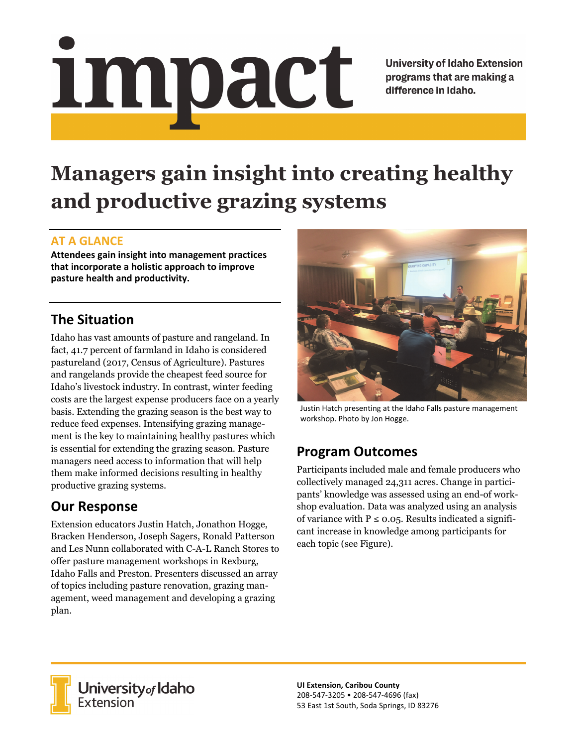# impact

University of Idaho Extension programs that are making a difference in Idaho.

# Managers gain insight into creating healthy and productive grazing systems

## AT A GLANCE

**Attendees gain insight into management practices that incorporate a holistic approach to improve pasture health and productivity.**

## The Situation

Idaho has vast amounts of pasture and rangeland. In fact, 41.7 percent of farmland in Idaho is considered pastureland (2017, Census of Agriculture). Pastures and rangelands provide the cheapest feed source for Idaho's livestock industry. In contrast, winter feeding costs are the largest expense producers face on a yearly basis. Extending the grazing season is the best way to reduce feed expenses. Intensifying grazing management is the key to maintaining healthy pastures which is essential for extending the grazing season. Pasture managers need access to information that will help them make informed decisions resulting in healthy productive grazing systems.

## Our Response

Extension educators Justin Hatch, Jonathon Hogge, Bracken Henderson, Joseph Sagers, Ronald Patterson and Les Nunn collaborated with C-A-L Ranch Stores to offer pasture management workshops in Rexburg, Idaho Falls and Preston. Presenters discussed an array of topics including pasture renovation, grazing management, weed management and developing a grazing plan.

Justin Hatch presenting at the Idaho Falls pasture management workshop. Photo by Jon Hogge.

## Program Outcomes

Participants included male and female producers who collectively managed 24,311 acres. Change in participants' knowledge was assessed using an end-of workshop evaluation. Data was analyzed using an analysis of variance with $P \leq 0.05$. Results indicated a significant increase in knowledge among participants for each topic (see Figure).

University of Idaho Extension

**UI Extension, Caribou County**
208-547-3205 • 208-547-4696 (fax)
53 East 1st South, Soda Springs, ID 83276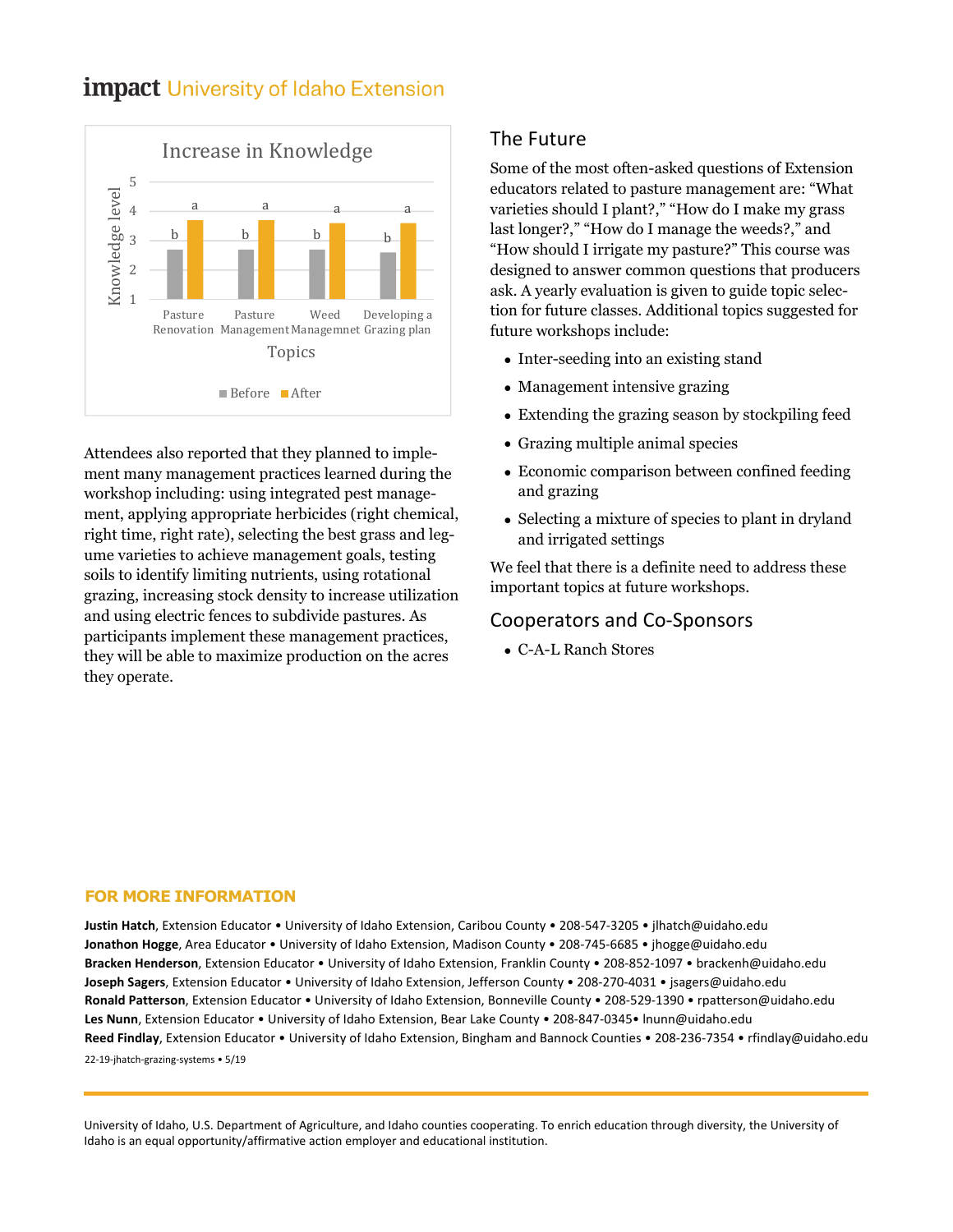impact University of Idaho Extension

Increase in Knowledge

Knowledge level

5
4
3
2
1

b a b a b a b a

Pasture Renovation
Pasture Management
Weed Managemnet
Developing a Grazing plan

Topics

Before After

Attendees also reported that they planned to implement many management practices learned during the workshop including: using integrated pest management, applying appropriate herbicides (right chemical, right time, right rate), selecting the best grass and legume varieties to achieve management goals, testing soils to identify limiting nutrients, using rotational grazing, increasing stock density to increase utilization and using electric fences to subdivide pastures. As participants implement these management practices, they will be able to maximize production on the acres they operate.

## The Future

Some of the most often-asked questions of Extension educators related to pasture management are: "What varieties should I plant?," "How do I make my grass last longer?," "How do I manage the weeds?," and "How should I irrigate my pasture?" This course was designed to answer common questions that producers ask. A yearly evaluation is given to guide topic selection for future classes. Additional topics suggested for future workshops include:

- Inter-seeding into an existing stand
- Management intensive grazing
- Extending the grazing season by stockpiling feed
- Grazing multiple animal species
- Economic comparison between confined feeding and grazing
- Selecting a mixture of species to plant in dryland and irrigated settings

We feel that there is a definite need to address these important topics at future workshops.

## Cooperators and Co-Sponsors

- C-A-L Ranch Stores

## FOR MORE INFORMATION

**Justin Hatch**, Extension Educator • University of Idaho Extension, Caribou County • 208-547-3205 • jlhatch@uidaho.edu
**Jonathon Hogge**, Area Educator • University of Idaho Extension, Madison County • 208-745-6685 • jhogge@uidaho.edu
**Bracken Henderson**, Extension Educator • University of Idaho Extension, Franklin County • 208-852-1097 • brackenh@uidaho.edu
**Joseph Sagers**, Extension Educator • University of Idaho Extension, Jefferson County • 208-270-4031 • jsagers@uidaho.edu
**Ronald Patterson**, Extension Educator • University of Idaho Extension, Bonneville County • 208-529-1390 • rpatterson@uidaho.edu
**Les Nunn**, Extension Educator • University of Idaho Extension, Bear Lake County • 208-847-0345• lnunn@uidaho.edu
**Reed Findlay**, Extension Educator • University of Idaho Extension, Bingham and Bannock Counties • 208-236-7354 • rfindlay@uidaho.edu

22-19-jhatch-grazing-systems • 5/19

University of Idaho, U.S. Department of Agriculture, and Idaho counties cooperating. To enrich education through diversity, the University of Idaho is an equal opportunity/affirmative action employer and educational institution.